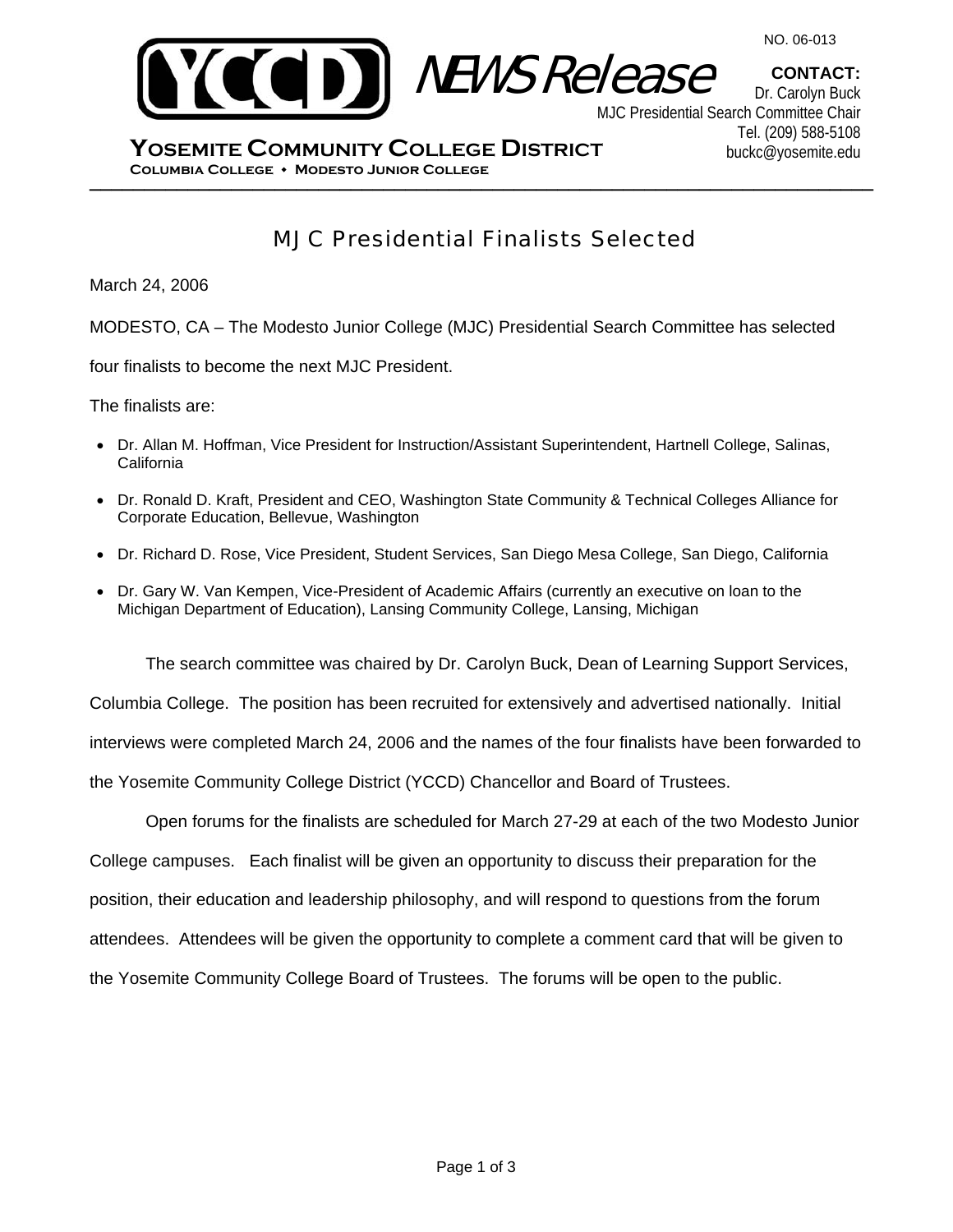NO. 06-013

YCCD NEWS Release

**CONTACT:**
Dr. Carolyn Buck
MJC Presidential Search Committee Chair
Tel. (209) 588-5108
buckc@yosemite.edu

**YOSEMITE COMMUNITY COLLEGE DISTRICT**
**COLUMBIA COLLEGE • MODESTO JUNIOR COLLEGE**

---

# MJC Presidential Finalists Selected

March 24, 2006

MODESTO, CA – The Modesto Junior College (MJC) Presidential Search Committee has selected four finalists to become the next MJC President.

The finalists are:

- Dr. Allan M. Hoffman, Vice President for Instruction/Assistant Superintendent, Hartnell College, Salinas, California
- Dr. Ronald D. Kraft, President and CEO, Washington State Community & Technical Colleges Alliance for Corporate Education, Bellevue, Washington
- Dr. Richard D. Rose, Vice President, Student Services, San Diego Mesa College, San Diego, California
- Dr. Gary W. Van Kempen, Vice-President of Academic Affairs (currently an executive on loan to the Michigan Department of Education), Lansing Community College, Lansing, Michigan

The search committee was chaired by Dr. Carolyn Buck, Dean of Learning Support Services, Columbia College. The position has been recruited for extensively and advertised nationally. Initial interviews were completed March 24, 2006 and the names of the four finalists have been forwarded to the Yosemite Community College District (YCCD) Chancellor and Board of Trustees.

Open forums for the finalists are scheduled for March 27-29 at each of the two Modesto Junior College campuses. Each finalist will be given an opportunity to discuss their preparation for the position, their education and leadership philosophy, and will respond to questions from the forum attendees. Attendees will be given the opportunity to complete a comment card that will be given to the Yosemite Community College Board of Trustees. The forums will be open to the public.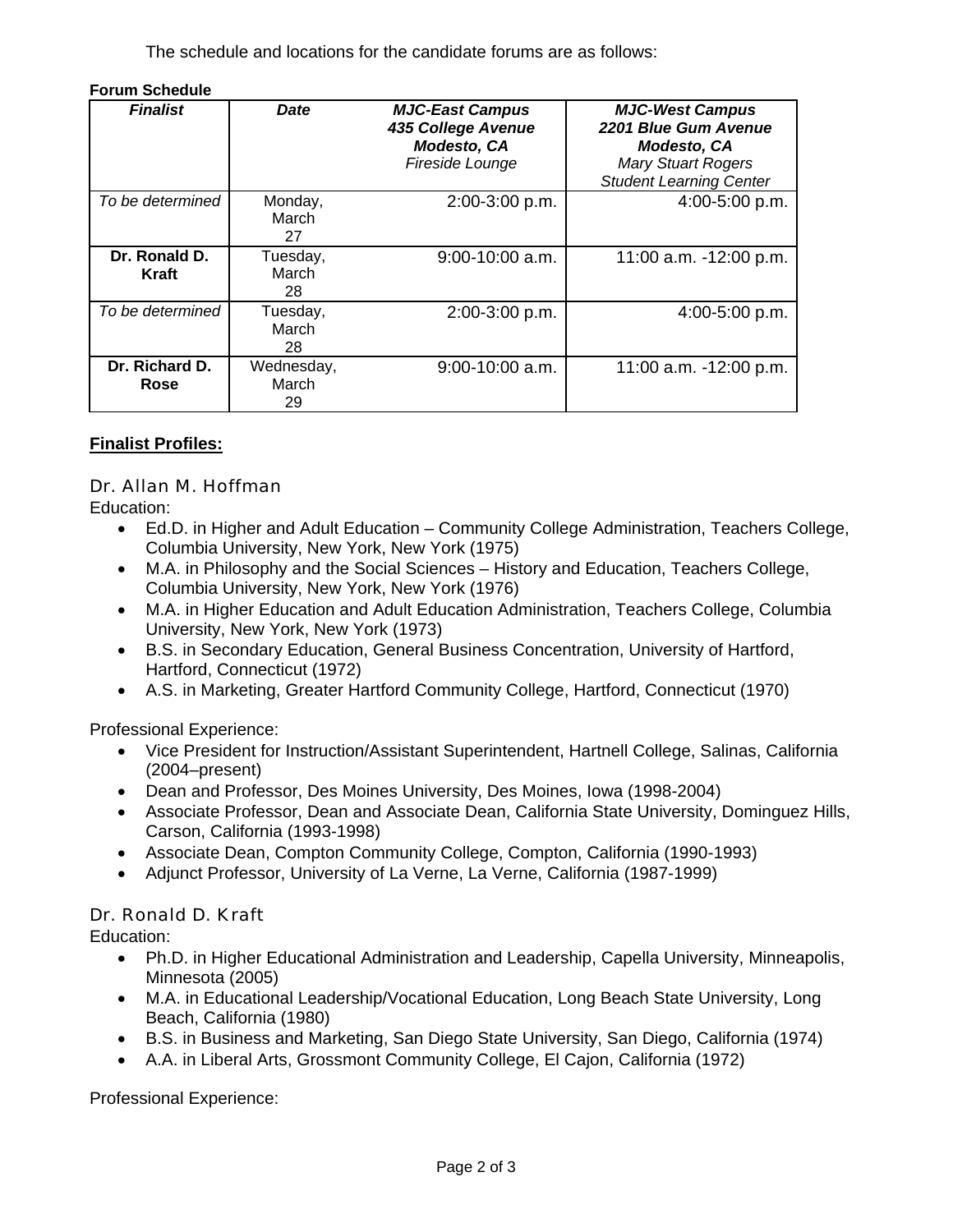The schedule and locations for the candidate forums are as follows:

**Forum Schedule**

| ***Finalist*** | ***Date*** | ***MJC-East Campus*** ***435 College Avenue*** ***Modesto, CA*** *Fireside Lounge* | ***MJC-West Campus*** ***2201 Blue Gum Avenue*** ***Modesto, CA*** *Mary Stuart Rogers Student Learning Center* |
|---|---|---|---|
| *To be determined* | Monday, March 27 | 2:00-3:00 p.m. | 4:00-5:00 p.m. |
| **Dr. Ronald D. Kraft** | Tuesday, March 28 | 9:00-10:00 a.m. | 11:00 a.m. -12:00 p.m. |
| *To be determined* | Tuesday, March 28 | 2:00-3:00 p.m. | 4:00-5:00 p.m. |
| **Dr. Richard D. Rose** | Wednesday, March 29 | 9:00-10:00 a.m. | 11:00 a.m. -12:00 p.m. |

## Finalist Profiles:

### Dr. Allan M. Hoffman

Education:

- Ed.D. in Higher and Adult Education – Community College Administration, Teachers College, Columbia University, New York, New York (1975)
- M.A. in Philosophy and the Social Sciences – History and Education, Teachers College, Columbia University, New York, New York (1976)
- M.A. in Higher Education and Adult Education Administration, Teachers College, Columbia University, New York, New York (1973)
- B.S. in Secondary Education, General Business Concentration, University of Hartford, Hartford, Connecticut (1972)
- A.S. in Marketing, Greater Hartford Community College, Hartford, Connecticut (1970)

Professional Experience:

- Vice President for Instruction/Assistant Superintendent, Hartnell College, Salinas, California (2004–present)
- Dean and Professor, Des Moines University, Des Moines, Iowa (1998-2004)
- Associate Professor, Dean and Associate Dean, California State University, Dominguez Hills, Carson, California (1993-1998)
- Associate Dean, Compton Community College, Compton, California (1990-1993)
- Adjunct Professor, University of La Verne, La Verne, California (1987-1999)

### Dr. Ronald D. Kraft

Education:

- Ph.D. in Higher Educational Administration and Leadership, Capella University, Minneapolis, Minnesota (2005)
- M.A. in Educational Leadership/Vocational Education, Long Beach State University, Long Beach, California (1980)
- B.S. in Business and Marketing, San Diego State University, San Diego, California (1974)
- A.A. in Liberal Arts, Grossmont Community College, El Cajon, California (1972)

Professional Experience: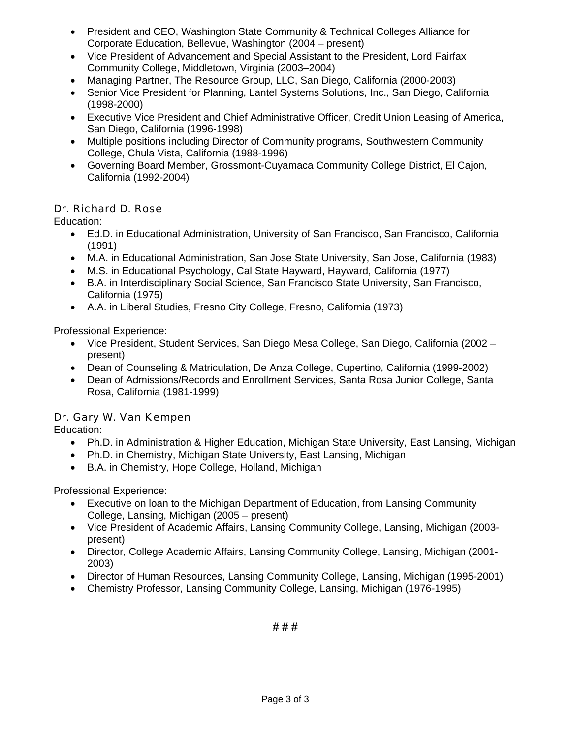- President and CEO, Washington State Community & Technical Colleges Alliance for Corporate Education, Bellevue, Washington (2004 – present)
- Vice President of Advancement and Special Assistant to the President, Lord Fairfax Community College, Middletown, Virginia (2003–2004)
- Managing Partner, The Resource Group, LLC, San Diego, California (2000-2003)
- Senior Vice President for Planning, Lantel Systems Solutions, Inc., San Diego, California (1998-2000)
- Executive Vice President and Chief Administrative Officer, Credit Union Leasing of America, San Diego, California (1996-1998)
- Multiple positions including Director of Community programs, Southwestern Community College, Chula Vista, California (1988-1996)
- Governing Board Member, Grossmont-Cuyamaca Community College District, El Cajon, California (1992-2004)

### Dr. Richard D. Rose

Education:

- Ed.D. in Educational Administration, University of San Francisco, San Francisco, California (1991)
- M.A. in Educational Administration, San Jose State University, San Jose, California (1983)
- M.S. in Educational Psychology, Cal State Hayward, Hayward, California (1977)
- B.A. in Interdisciplinary Social Science, San Francisco State University, San Francisco, California (1975)
- A.A. in Liberal Studies, Fresno City College, Fresno, California (1973)

Professional Experience:

- Vice President, Student Services, San Diego Mesa College, San Diego, California (2002 – present)
- Dean of Counseling & Matriculation, De Anza College, Cupertino, California (1999-2002)
- Dean of Admissions/Records and Enrollment Services, Santa Rosa Junior College, Santa Rosa, California (1981-1999)

### Dr. Gary W. Van Kempen

Education:

- Ph.D. in Administration & Higher Education, Michigan State University, East Lansing, Michigan
- Ph.D. in Chemistry, Michigan State University, East Lansing, Michigan
- B.A. in Chemistry, Hope College, Holland, Michigan

Professional Experience:

- Executive on loan to the Michigan Department of Education, from Lansing Community College, Lansing, Michigan (2005 – present)
- Vice President of Academic Affairs, Lansing Community College, Lansing, Michigan (2003-present)
- Director, College Academic Affairs, Lansing Community College, Lansing, Michigan (2001-2003)
- Director of Human Resources, Lansing Community College, Lansing, Michigan (1995-2001)
- Chemistry Professor, Lansing Community College, Lansing, Michigan (1976-1995)

# # #